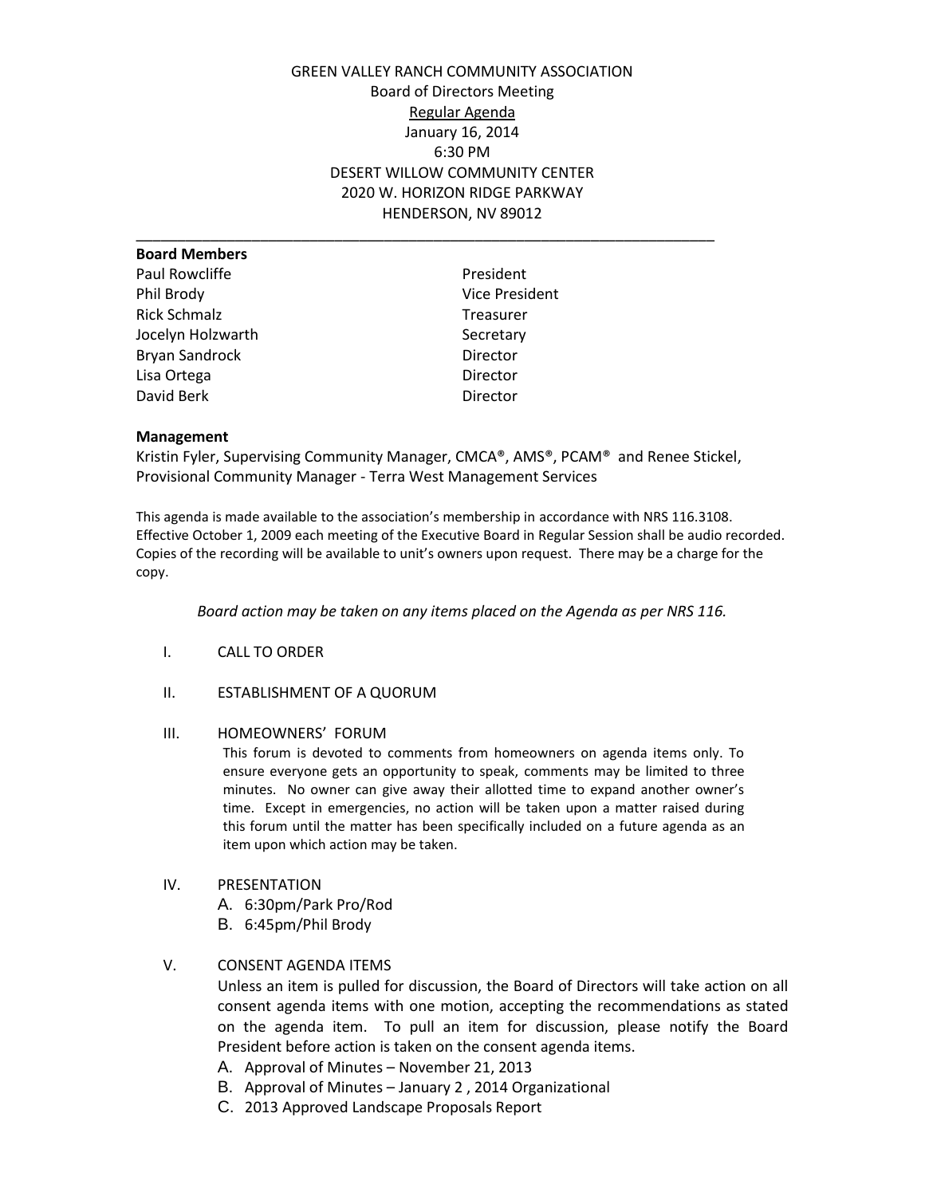# GREEN VALLEY RANCH COMMUNITY ASSOCIATION

Board of Directors Meeting

Regular Agenda

January 16, 2014

6:30 PM

DESERT WILLOW COMMUNITY CENTER

2020 W. HORIZON RIDGE PARKWAY

HENDERSON, NV 89012

---

**Board Members**

| | |
|---|---|
| Paul Rowcliffe | President |
| Phil Brody | Vice President |
| Rick Schmalz | Treasurer |
| Jocelyn Holzwarth | Secretary |
| Bryan Sandrock | Director |
| Lisa Ortega | Director |
| David Berk | Director |

**Management**

Kristin Fyler, Supervising Community Manager, CMCA®, AMS®, PCAM® and Renee Stickel, Provisional Community Manager - Terra West Management Services

This agenda is made available to the association's membership in accordance with NRS 116.3108. Effective October 1, 2009 each meeting of the Executive Board in Regular Session shall be audio recorded. Copies of the recording will be available to unit's owners upon request. There may be a charge for the copy.

*Board action may be taken on any items placed on the Agenda as per NRS 116.*

I. CALL TO ORDER

II. ESTABLISHMENT OF A QUORUM

III. HOMEOWNERS' FORUM

This forum is devoted to comments from homeowners on agenda items only. To ensure everyone gets an opportunity to speak, comments may be limited to three minutes. No owner can give away their allotted time to expand another owner's time. Except in emergencies, no action will be taken upon a matter raised during this forum until the matter has been specifically included on a future agenda as an item upon which action may be taken.

IV. PRESENTATION

A. 6:30pm/Park Pro/Rod

B. 6:45pm/Phil Brody

V. CONSENT AGENDA ITEMS

Unless an item is pulled for discussion, the Board of Directors will take action on all consent agenda items with one motion, accepting the recommendations as stated on the agenda item. To pull an item for discussion, please notify the Board President before action is taken on the consent agenda items.

A. Approval of Minutes – November 21, 2013

B. Approval of Minutes – January 2 , 2014 Organizational

C. 2013 Approved Landscape Proposals Report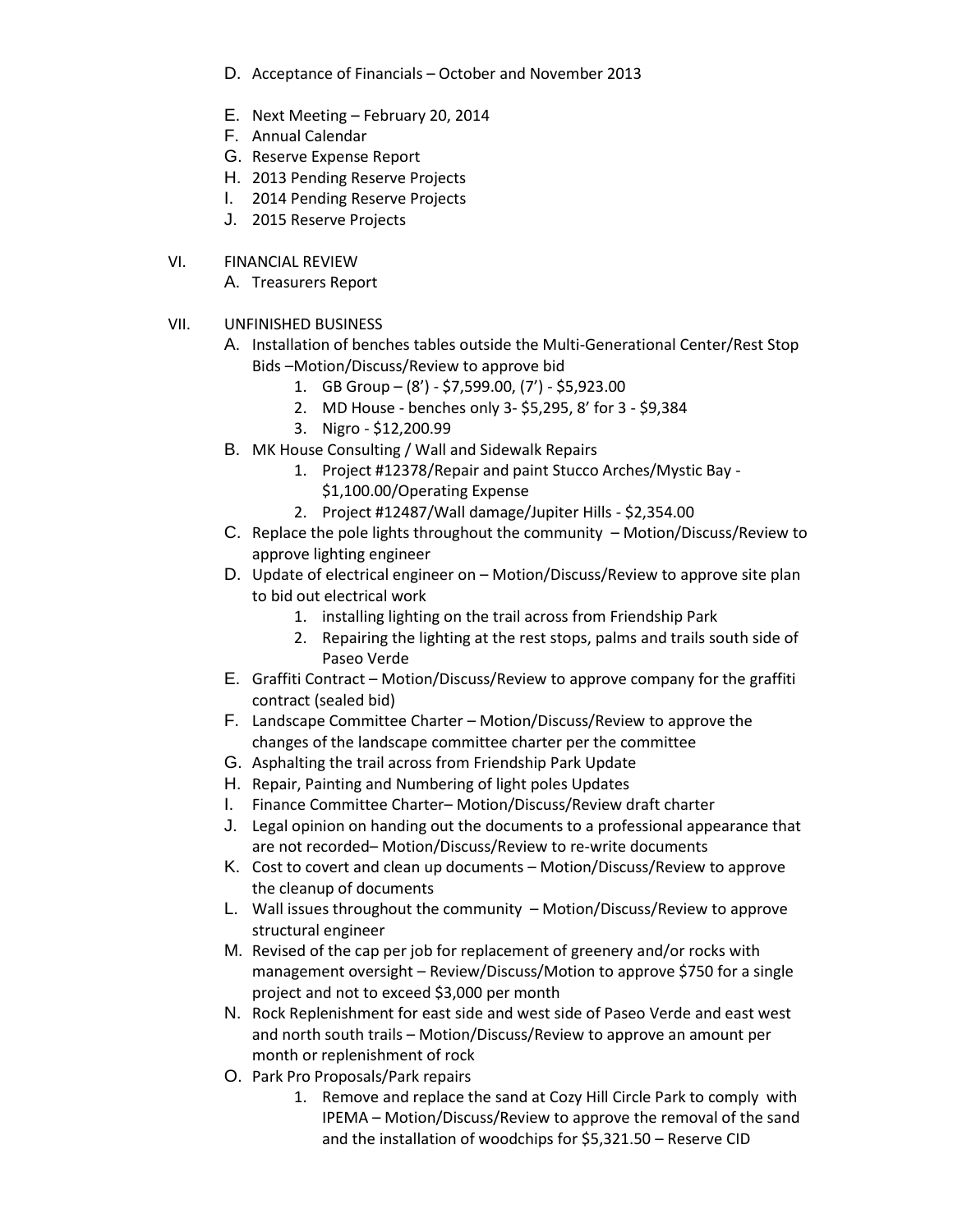D. Acceptance of Financials – October and November 2013

E. Next Meeting – February 20, 2014

F. Annual Calendar

G. Reserve Expense Report

H. 2013 Pending Reserve Projects

I. 2014 Pending Reserve Projects

J. 2015 Reserve Projects

VI. FINANCIAL REVIEW

A. Treasurers Report

VII. UNFINISHED BUSINESS

A. Installation of benches tables outside the Multi-Generational Center/Rest Stop Bids –Motion/Discuss/Review to approve bid
   1. GB Group – (8') - $7,599.00, (7') - $5,923.00
   2. MD House - benches only 3- $5,295, 8' for 3 - $9,384
   3. Nigro - $12,200.99

B. MK House Consulting / Wall and Sidewalk Repairs
   1. Project #12378/Repair and paint Stucco Arches/Mystic Bay - $1,100.00/Operating Expense
   2. Project #12487/Wall damage/Jupiter Hills - $2,354.00

C. Replace the pole lights throughout the community – Motion/Discuss/Review to approve lighting engineer

D. Update of electrical engineer on – Motion/Discuss/Review to approve site plan to bid out electrical work
   1. installing lighting on the trail across from Friendship Park
   2. Repairing the lighting at the rest stops, palms and trails south side of Paseo Verde

E. Graffiti Contract – Motion/Discuss/Review to approve company for the graffiti contract (sealed bid)

F. Landscape Committee Charter – Motion/Discuss/Review to approve the changes of the landscape committee charter per the committee

G. Asphalting the trail across from Friendship Park Update

H. Repair, Painting and Numbering of light poles Updates

I. Finance Committee Charter– Motion/Discuss/Review draft charter

J. Legal opinion on handing out the documents to a professional appearance that are not recorded– Motion/Discuss/Review to re-write documents

K. Cost to covert and clean up documents – Motion/Discuss/Review to approve the cleanup of documents

L. Wall issues throughout the community – Motion/Discuss/Review to approve structural engineer

M. Revised of the cap per job for replacement of greenery and/or rocks with management oversight – Review/Discuss/Motion to approve $750 for a single project and not to exceed $3,000 per month

N. Rock Replenishment for east side and west side of Paseo Verde and east west and north south trails – Motion/Discuss/Review to approve an amount per month or replenishment of rock

O. Park Pro Proposals/Park repairs
   1. Remove and replace the sand at Cozy Hill Circle Park to comply with IPEMA – Motion/Discuss/Review to approve the removal of the sand and the installation of woodchips for $5,321.50 – Reserve CID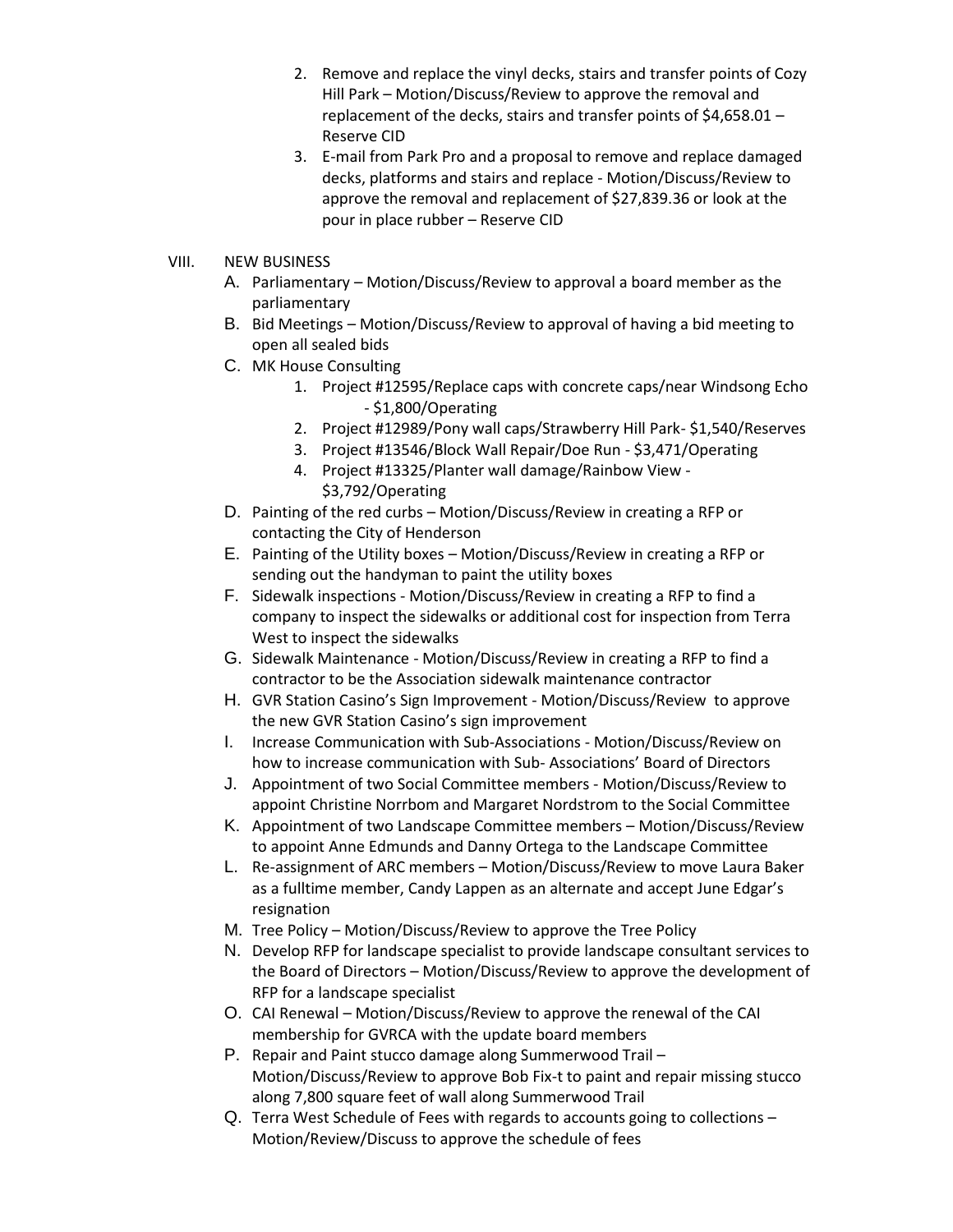2. Remove and replace the vinyl decks, stairs and transfer points of Cozy Hill Park – Motion/Discuss/Review to approve the removal and replacement of the decks, stairs and transfer points of $4,658.01 – Reserve CID
3. E-mail from Park Pro and a proposal to remove and replace damaged decks, platforms and stairs and replace - Motion/Discuss/Review to approve the removal and replacement of $27,839.36 or look at the pour in place rubber – Reserve CID

VIII. NEW BUSINESS

A. Parliamentary – Motion/Discuss/Review to approval a board member as the parliamentary

B. Bid Meetings – Motion/Discuss/Review to approval of having a bid meeting to open all sealed bids

C. MK House Consulting
   1. Project #12595/Replace caps with concrete caps/near Windsong Echo - $1,800/Operating
   2. Project #12989/Pony wall caps/Strawberry Hill Park- $1,540/Reserves
   3. Project #13546/Block Wall Repair/Doe Run - $3,471/Operating
   4. Project #13325/Planter wall damage/Rainbow View - $3,792/Operating

D. Painting of the red curbs – Motion/Discuss/Review in creating a RFP or contacting the City of Henderson

E. Painting of the Utility boxes – Motion/Discuss/Review in creating a RFP or sending out the handyman to paint the utility boxes

F. Sidewalk inspections - Motion/Discuss/Review in creating a RFP to find a company to inspect the sidewalks or additional cost for inspection from Terra West to inspect the sidewalks

G. Sidewalk Maintenance - Motion/Discuss/Review in creating a RFP to find a contractor to be the Association sidewalk maintenance contractor

H. GVR Station Casino's Sign Improvement - Motion/Discuss/Review to approve the new GVR Station Casino's sign improvement

I. Increase Communication with Sub-Associations - Motion/Discuss/Review on how to increase communication with Sub- Associations' Board of Directors

J. Appointment of two Social Committee members - Motion/Discuss/Review to appoint Christine Norrbom and Margaret Nordstrom to the Social Committee

K. Appointment of two Landscape Committee members – Motion/Discuss/Review to appoint Anne Edmunds and Danny Ortega to the Landscape Committee

L. Re-assignment of ARC members – Motion/Discuss/Review to move Laura Baker as a fulltime member, Candy Lappen as an alternate and accept June Edgar's resignation

M. Tree Policy – Motion/Discuss/Review to approve the Tree Policy

N. Develop RFP for landscape specialist to provide landscape consultant services to the Board of Directors – Motion/Discuss/Review to approve the development of RFP for a landscape specialist

O. CAI Renewal – Motion/Discuss/Review to approve the renewal of the CAI membership for GVRCA with the update board members

P. Repair and Paint stucco damage along Summerwood Trail – Motion/Discuss/Review to approve Bob Fix-t to paint and repair missing stucco along 7,800 square feet of wall along Summerwood Trail

Q. Terra West Schedule of Fees with regards to accounts going to collections – Motion/Review/Discuss to approve the schedule of fees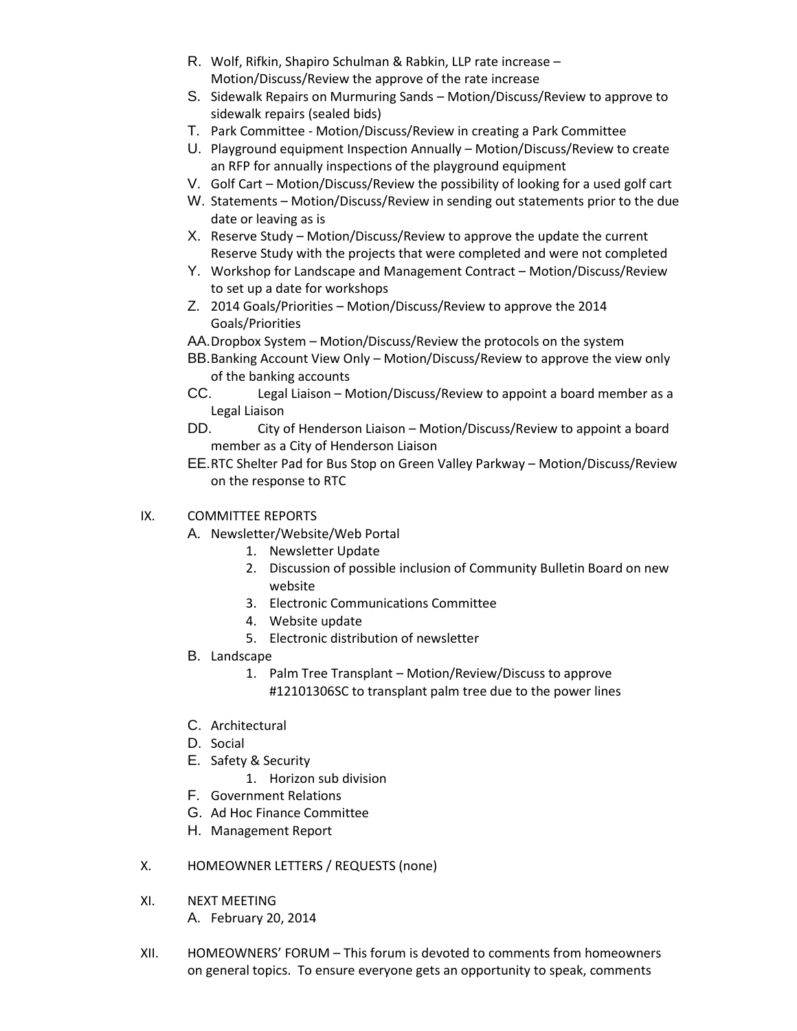R. Wolf, Rifkin, Shapiro Schulman & Rabkin, LLP rate increase – Motion/Discuss/Review the approve of the rate increase

S. Sidewalk Repairs on Murmuring Sands – Motion/Discuss/Review to approve to sidewalk repairs (sealed bids)

T. Park Committee - Motion/Discuss/Review in creating a Park Committee

U. Playground equipment Inspection Annually – Motion/Discuss/Review to create an RFP for annually inspections of the playground equipment

V. Golf Cart – Motion/Discuss/Review the possibility of looking for a used golf cart

W. Statements – Motion/Discuss/Review in sending out statements prior to the due date or leaving as is

X. Reserve Study – Motion/Discuss/Review to approve the update the current Reserve Study with the projects that were completed and were not completed

Y. Workshop for Landscape and Management Contract – Motion/Discuss/Review to set up a date for workshops

Z. 2014 Goals/Priorities – Motion/Discuss/Review to approve the 2014 Goals/Priorities

AA. Dropbox System – Motion/Discuss/Review the protocols on the system

BB. Banking Account View Only – Motion/Discuss/Review to approve the view only of the banking accounts

CC. Legal Liaison – Motion/Discuss/Review to appoint a board member as a Legal Liaison

DD. City of Henderson Liaison – Motion/Discuss/Review to appoint a board member as a City of Henderson Liaison

EE. RTC Shelter Pad for Bus Stop on Green Valley Parkway – Motion/Discuss/Review on the response to RTC

IX. COMMITTEE REPORTS

A. Newsletter/Website/Web Portal
   1. Newsletter Update
   2. Discussion of possible inclusion of Community Bulletin Board on new website
   3. Electronic Communications Committee
   4. Website update
   5. Electronic distribution of newsletter

B. Landscape
   1. Palm Tree Transplant – Motion/Review/Discuss to approve #12101306SC to transplant palm tree due to the power lines

C. Architectural

D. Social

E. Safety & Security
   1. Horizon sub division

F. Government Relations

G. Ad Hoc Finance Committee

H. Management Report

X. HOMEOWNER LETTERS / REQUESTS (none)

XI. NEXT MEETING

A. February 20, 2014

XII. HOMEOWNERS' FORUM – This forum is devoted to comments from homeowners on general topics. To ensure everyone gets an opportunity to speak, comments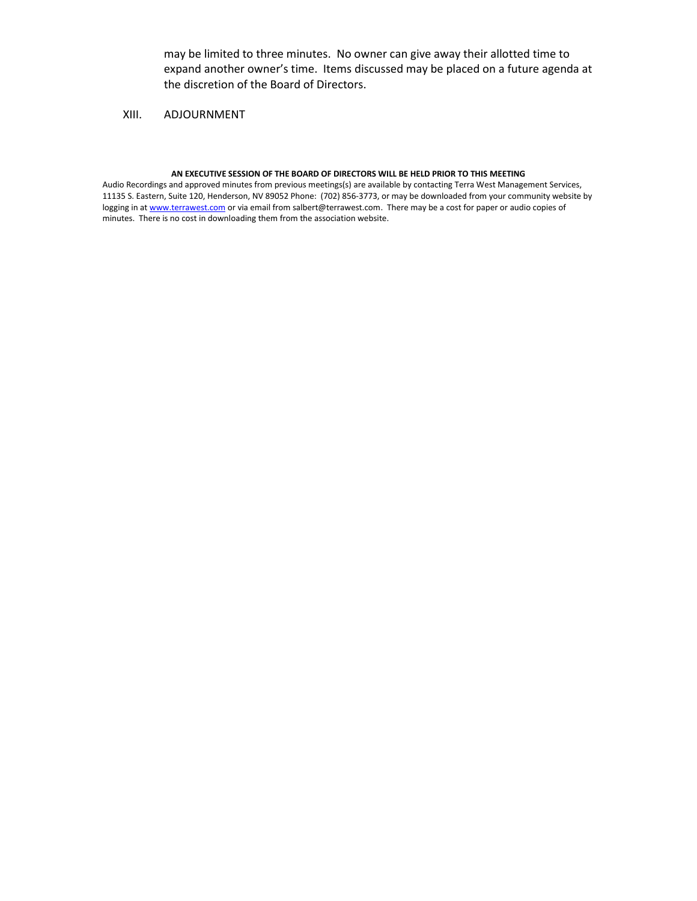may be limited to three minutes. No owner can give away their allotted time to expand another owner's time. Items discussed may be placed on a future agenda at the discretion of the Board of Directors.

XIII. ADJOURNMENT

**AN EXECUTIVE SESSION OF THE BOARD OF DIRECTORS WILL BE HELD PRIOR TO THIS MEETING**

Audio Recordings and approved minutes from previous meetings(s) are available by contacting Terra West Management Services, 11135 S. Eastern, Suite 120, Henderson, NV 89052 Phone: (702) 856-3773, or may be downloaded from your community website by logging in at [www.terrawest.com](http://www.terrawest.com) or via email from salbert@terrawest.com. There may be a cost for paper or audio copies of minutes. There is no cost in downloading them from the association website.